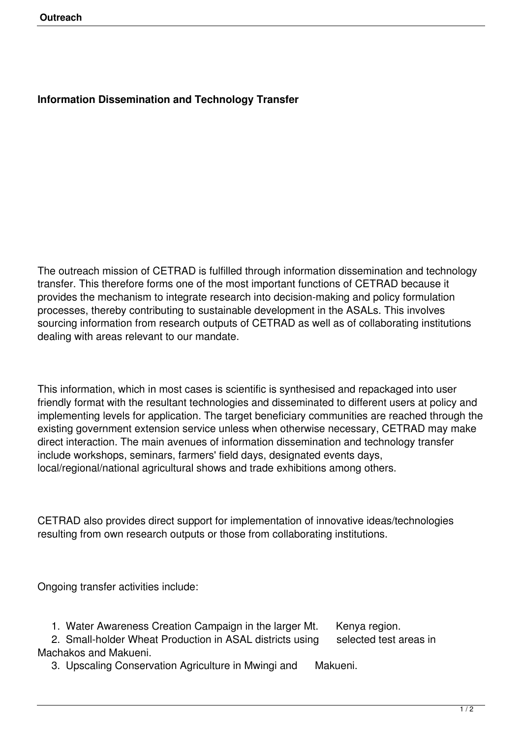# Information Dissemination and Technology Transfer

The outreach mission of CETRAD is fulfilled through information dissemination and technology transfer. This therefore forms one of the most important functions of CETRAD because it provides the mechanism to integrate research into decision-making and policy formulation processes, thereby contributing to sustainable development in the ASALs. This involves sourcing information from research outputs of CETRAD as well as of collaborating institutions dealing with areas relevant to our mandate.

This information, which in most cases is scientific is synthesised and repackaged into user friendly format with the resultant technologies and disseminated to different users at policy and implementing levels for application. The target beneficiary communities are reached through the existing government extension service unless when otherwise necessary, CETRAD may make direct interaction. The main avenues of information dissemination and technology transfer include workshops, seminars, farmers' field days, designated events days, local/regional/national agricultural shows and trade exhibitions among others.

CETRAD also provides direct support for implementation of innovative ideas/technologies resulting from own research outputs or those from collaborating institutions.

Ongoing transfer activities include:

1. Water Awareness Creation Campaign in the larger Mt. Kenya region.
2. Small-holder Wheat Production in ASAL districts using selected test areas in Machakos and Makueni.
3. Upscaling Conservation Agriculture in Mwingi and Makueni.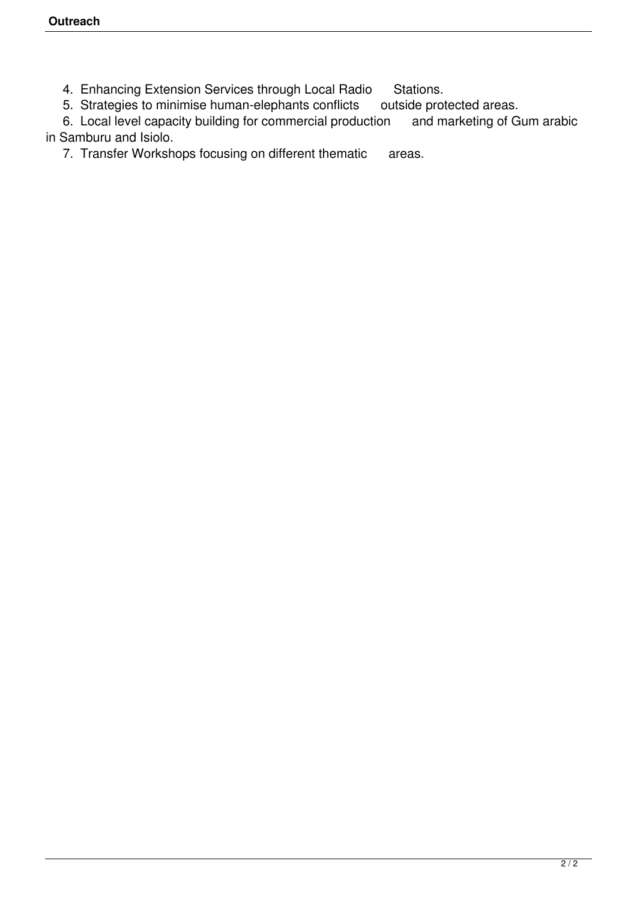4. Enhancing Extension Services through Local Radio Stations.
5. Strategies to minimise human-elephants conflicts outside protected areas.
6. Local level capacity building for commercial production and marketing of Gum arabic in Samburu and Isiolo.
7. Transfer Workshops focusing on different thematic areas.